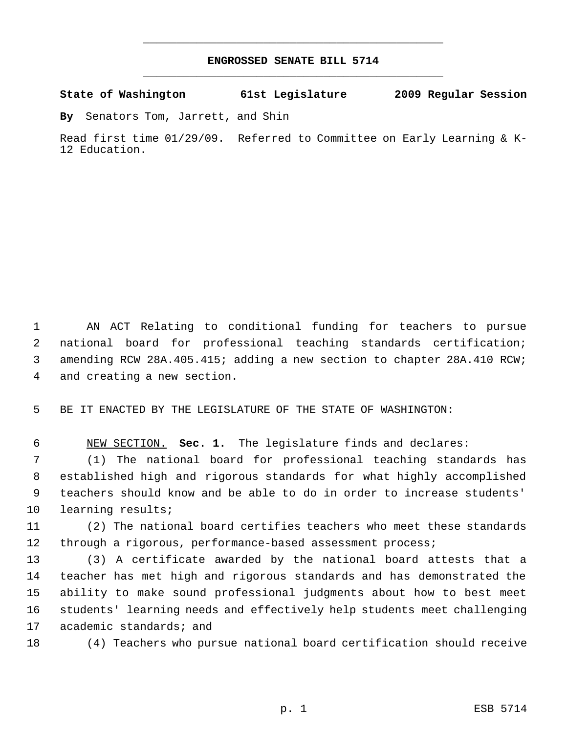# ENGROSSED SENATE BILL 5714

**State of Washington 61st Legislature 2009 Regular Session**

**By** Senators Tom, Jarrett, and Shin

Read first time 01/29/09. Referred to Committee on Early Learning & K-12 Education.

AN ACT Relating to conditional funding for teachers to pursue national board for professional teaching standards certification; amending RCW 28A.405.415; adding a new section to chapter 28A.410 RCW; and creating a new section.

BE IT ENACTED BY THE LEGISLATURE OF THE STATE OF WASHINGTON:

NEW SECTION. **Sec. 1.** The legislature finds and declares:

(1) The national board for professional teaching standards has established high and rigorous standards for what highly accomplished teachers should know and be able to do in order to increase students' learning results;

(2) The national board certifies teachers who meet these standards through a rigorous, performance-based assessment process;

(3) A certificate awarded by the national board attests that a teacher has met high and rigorous standards and has demonstrated the ability to make sound professional judgments about how to best meet students' learning needs and effectively help students meet challenging academic standards; and

(4) Teachers who pursue national board certification should receive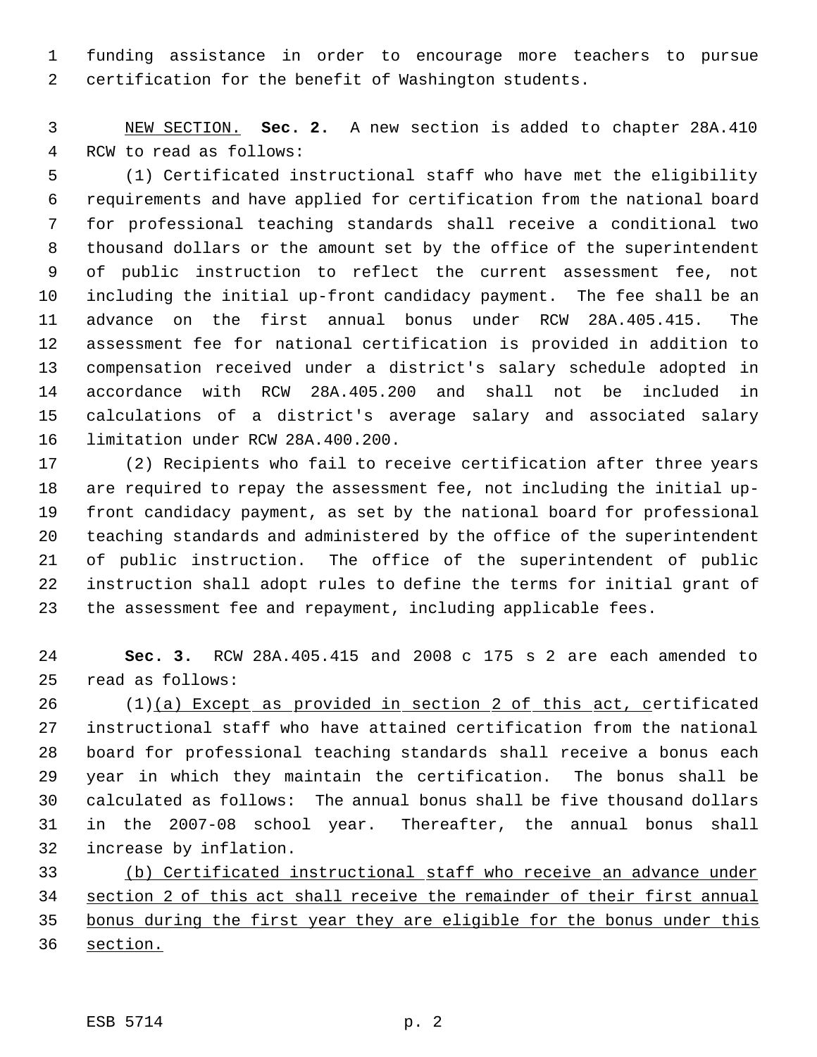funding assistance in order to encourage more teachers to pursue certification for the benefit of Washington students.

NEW SECTION. **Sec. 2.** A new section is added to chapter 28A.410 RCW to read as follows:

(1) Certificated instructional staff who have met the eligibility requirements and have applied for certification from the national board for professional teaching standards shall receive a conditional two thousand dollars or the amount set by the office of the superintendent of public instruction to reflect the current assessment fee, not including the initial up-front candidacy payment. The fee shall be an advance on the first annual bonus under RCW 28A.405.415. The assessment fee for national certification is provided in addition to compensation received under a district's salary schedule adopted in accordance with RCW 28A.405.200 and shall not be included in calculations of a district's average salary and associated salary limitation under RCW 28A.400.200.

(2) Recipients who fail to receive certification after three years are required to repay the assessment fee, not including the initial up-front candidacy payment, as set by the national board for professional teaching standards and administered by the office of the superintendent of public instruction. The office of the superintendent of public instruction shall adopt rules to define the terms for initial grant of the assessment fee and repayment, including applicable fees.

**Sec. 3.** RCW 28A.405.415 and 2008 c 175 s 2 are each amended to read as follows:

(1)(a) Except as provided in section 2 of this act, certificated instructional staff who have attained certification from the national board for professional teaching standards shall receive a bonus each year in which they maintain the certification. The bonus shall be calculated as follows: The annual bonus shall be five thousand dollars in the 2007-08 school year. Thereafter, the annual bonus shall increase by inflation.

(b) Certificated instructional staff who receive an advance under section 2 of this act shall receive the remainder of their first annual bonus during the first year they are eligible for the bonus under this section.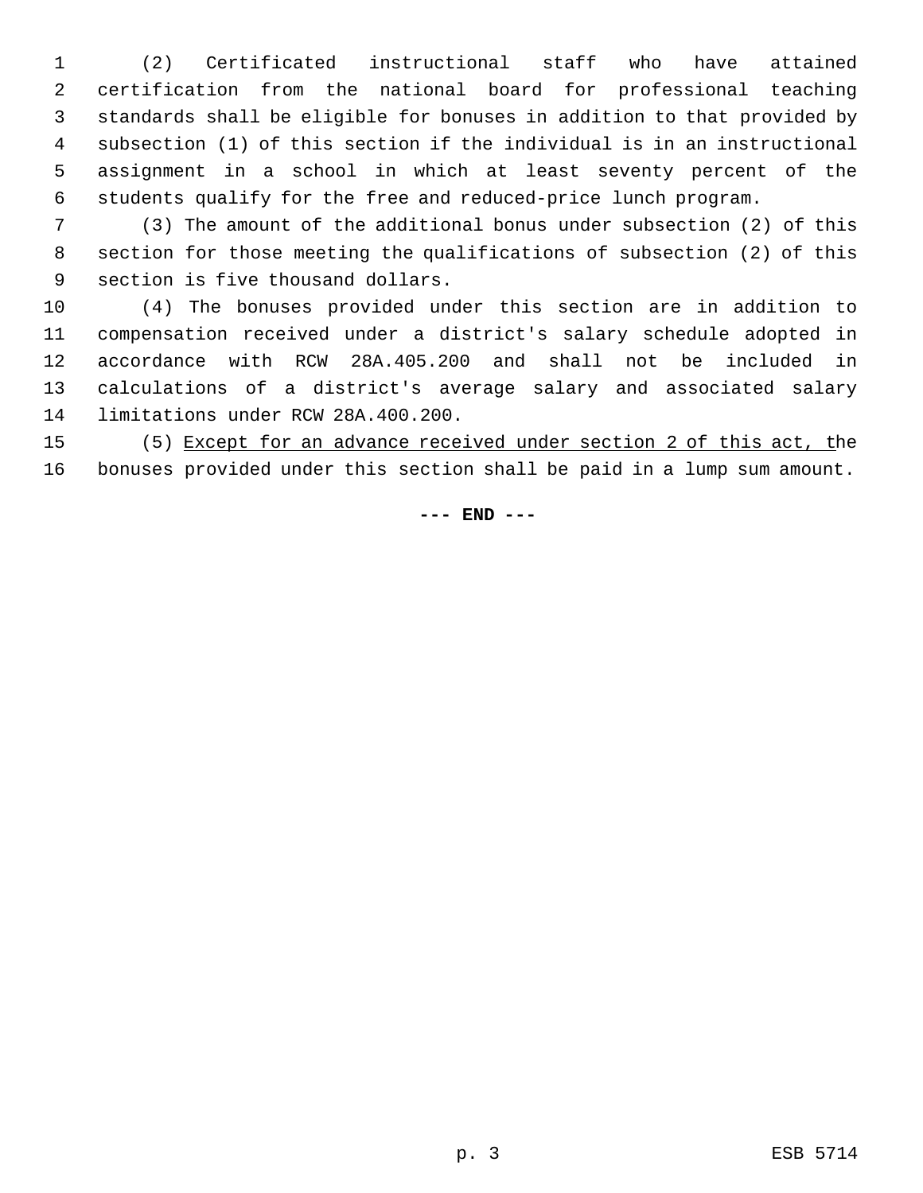(2) Certificated instructional staff who have attained certification from the national board for professional teaching standards shall be eligible for bonuses in addition to that provided by subsection (1) of this section if the individual is in an instructional assignment in a school in which at least seventy percent of the students qualify for the free and reduced-price lunch program.

(3) The amount of the additional bonus under subsection (2) of this section for those meeting the qualifications of subsection (2) of this section is five thousand dollars.

(4) The bonuses provided under this section are in addition to compensation received under a district's salary schedule adopted in accordance with RCW 28A.405.200 and shall not be included in calculations of a district's average salary and associated salary limitations under RCW 28A.400.200.

(5) <u>Except for an advance received under section 2 of this act, t</u>he bonuses provided under this section shall be paid in a lump sum amount.

**--- END ---**